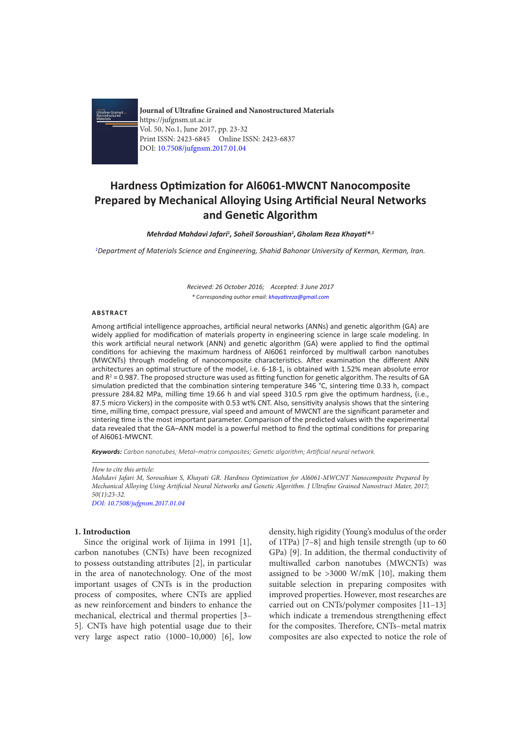Journal of Ultrafine Grained and Nanostructured Materials
https://jufgnsm.ut.ac.ir
Vol. 50, No.1, June 2017, pp. 23-32
Print ISSN: 2423-6845 Online ISSN: 2423-6837
DOI: 10.7508/jufgnsm.2017.01.04

# Hardness Optimization for Al6061-MWCNT Nanocomposite Prepared by Mechanical Alloying Using Artificial Neural Networks and Genetic Algorithm

***Mehrdad Mahdavi Jafari[1], Soheil Soroushian[1], Gholam Reza Khayati*[,1]***

*[1]Department of Materials Science and Engineering, Shahid Bahonar University of Kerman, Kerman, Iran.*

*Recieved: 26 October 2016; Accepted: 3 June 2017*

*\* Corresponding author email: khayatireza@gmail.com*

## ABSTRACT

Among artificial intelligence approaches, artificial neural networks (ANNs) and genetic algorithm (GA) are widely applied for modification of materials property in engineering science in large scale modeling. In this work artificial neural network (ANN) and genetic algorithm (GA) were applied to find the optimal conditions for achieving the maximum hardness of Al6061 reinforced by multiwall carbon nanotubes (MWCNTs) through modeling of nanocomposite characteristics. After examination the different ANN architectures an optimal structure of the model, i.e. 6-18-1, is obtained with 1.52% mean absolute error and $R^2$ = 0.987. The proposed structure was used as fitting function for genetic algorithm. The results of GA simulation predicted that the combination sintering temperature 346 °C, sintering time 0.33 h, compact pressure 284.82 MPa, milling time 19.66 h and vial speed 310.5 rpm give the optimum hardness, (i.e., 87.5 micro Vickers) in the composite with 0.53 wt% CNT. Also, sensitivity analysis shows that the sintering time, milling time, compact pressure, vial speed and amount of MWCNT are the significant parameter and sintering time is the most important parameter. Comparison of the predicted values with the experimental data revealed that the GA–ANN model is a powerful method to find the optimal conditions for preparing of Al6061-MWCNT.

***Keywords:*** *Carbon nanotubes; Metal–matrix composites; Genetic algorithm; Artificial neural network.*

*How to cite this article:*
*Mahdavi Jafari M, Soroushian S, Khayati GR. Hardness Optimization for Al6061-MWCNT Nanocomposite Prepared by Mechanical Alloying Using Artificial Neural Networks and Genetic Algorithm. J Ultrafine Grained Nanostruct Mater, 2017; 50(1):23-32.*
*DOI: 10.7508/jufgnsm.2017.01.04*

## 1. Introduction

Since the original work of Iijima in 1991 [1], carbon nanotubes (CNTs) have been recognized to possess outstanding attributes [2], in particular in the area of nanotechnology. One of the most important usages of CNTs is in the production process of composites, where CNTs are applied as new reinforcement and binders to enhance the mechanical, electrical and thermal properties [3–5]. CNTs have high potential usage due to their very large aspect ratio (1000–10,000) [6], low density, high rigidity (Young's modulus of the order of 1TPa) [7–8] and high tensile strength (up to 60 GPa) [9]. In addition, the thermal conductivity of multiwalled carbon nanotubes (MWCNTs) was assigned to be >3000 W/mK [10], making them suitable selection in preparing composites with improved properties. However, most researches are carried out on CNTs/polymer composites [11–13] which indicate a tremendous strengthening effect for the composites. Therefore, CNTs–metal matrix composites are also expected to notice the role of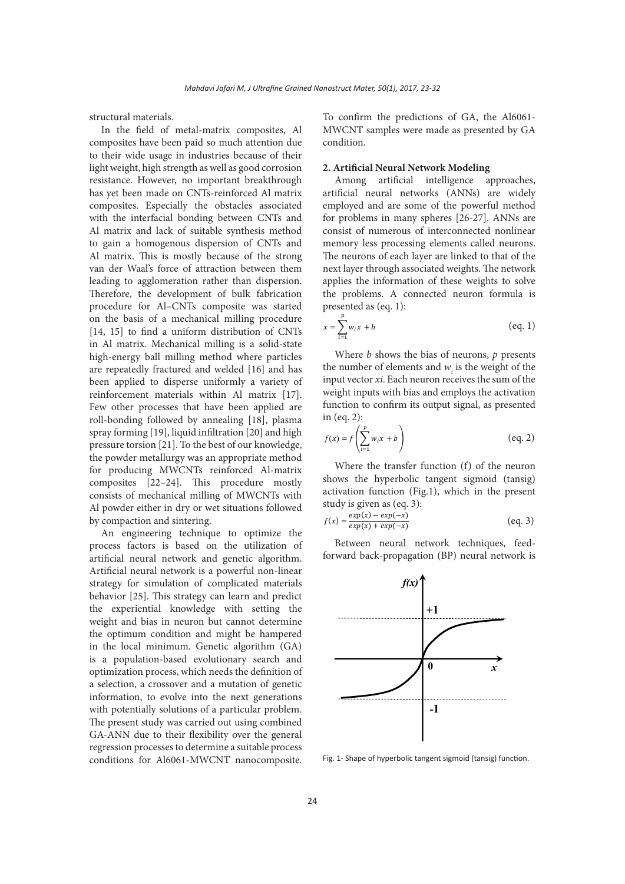structural materials.

In the field of metal-matrix composites, Al composites have been paid so much attention due to their wide usage in industries because of their light weight, high strength as well as good corrosion resistance. However, no important breakthrough has yet been made on CNTs-reinforced Al matrix composites. Especially the obstacles associated with the interfacial bonding between CNTs and Al matrix and lack of suitable synthesis method to gain a homogenous dispersion of CNTs and Al matrix. This is mostly because of the strong van der Waal's force of attraction between them leading to agglomeration rather than dispersion. Therefore, the development of bulk fabrication procedure for Al–CNTs composite was started on the basis of a mechanical milling procedure [14, 15] to find a uniform distribution of CNTs in Al matrix. Mechanical milling is a solid-state high-energy ball milling method where particles are repeatedly fractured and welded [16] and has been applied to disperse uniformly a variety of reinforcement materials within Al matrix [17]. Few other processes that have been applied are roll-bonding followed by annealing [18], plasma spray forming [19], liquid infiltration [20] and high pressure torsion [21]. To the best of our knowledge, the powder metallurgy was an appropriate method for producing MWCNTs reinforced Al-matrix composites [22–24]. This procedure mostly consists of mechanical milling of MWCNTs with Al powder either in dry or wet situations followed by compaction and sintering.

An engineering technique to optimize the process factors is based on the utilization of artificial neural network and genetic algorithm. Artificial neural network is a powerful non-linear strategy for simulation of complicated materials behavior [25]. This strategy can learn and predict the experiential knowledge with setting the weight and bias in neuron but cannot determine the optimum condition and might be hampered in the local minimum. Genetic algorithm (GA) is a population-based evolutionary search and optimization process, which needs the definition of a selection, a crossover and a mutation of genetic information, to evolve into the next generations with potentially solutions of a particular problem. The present study was carried out using combined GA-ANN due to their flexibility over the general regression processes to determine a suitable process conditions for Al6061-MWCNT nanocomposite. To confirm the predictions of GA, the Al6061-MWCNT samples were made as presented by GA condition.

## 2. Artificial Neural Network Modeling

Among artificial intelligence approaches, artificial neural networks (ANNs) are widely employed and are some of the powerful method for problems in many spheres [26-27]. ANNs are consist of numerous of interconnected nonlinear memory less processing elements called neurons. The neurons of each layer are linked to that of the next layer through associated weights. The network applies the information of these weights to solve the problems. A connected neuron formula is presented as (eq. 1):

$$x = \sum_{i=1}^{p} w_i x + b \qquad \text{(eq. 1)}$$

Where $b$ shows the bias of neurons, $p$ presents the number of elements and $w_i$ is the weight of the input vector $xi$. Each neuron receives the sum of the weight inputs with bias and employs the activation function to confirm its output signal, as presented in (eq. 2):

$$f(x) = f\left(\sum_{i=1}^{p} w_i x + b\right) \qquad \text{(eq. 2)}$$

Where the transfer function (f) of the neuron shows the hyperbolic tangent sigmoid (tansig) activation function (Fig.1), which in the present study is given as (eq. 3):

$$f(x) = \frac{exp(x) - exp(-x)}{exp(x) + exp(-x)} \qquad \text{(eq. 3)}$$

Between neural network techniques, feed-forward back-propagation (BP) neural network is

Fig. 1- Shape of hyperbolic tangent sigmoid (tansig) function.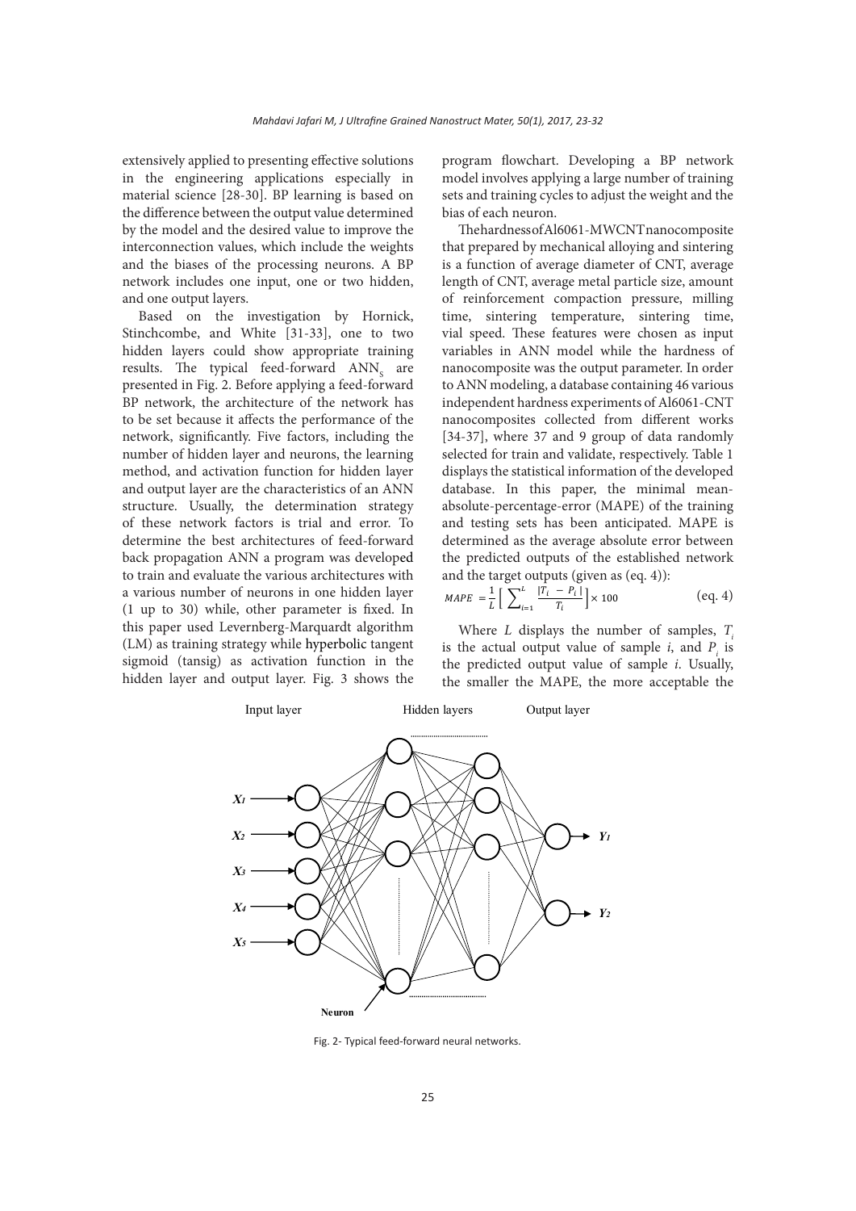extensively applied to presenting effective solutions in the engineering applications especially in material science [28-30]. BP learning is based on the difference between the output value determined by the model and the desired value to improve the interconnection values, which include the weights and the biases of the processing neurons. A BP network includes one input, one or two hidden, and one output layers.

Based on the investigation by Hornick, Stinchcombe, and White [31-33], one to two hidden layers could show appropriate training results. The typical feed-forward $ANN_S$ are presented in Fig. 2. Before applying a feed-forward BP network, the architecture of the network has to be set because it affects the performance of the network, significantly. Five factors, including the number of hidden layer and neurons, the learning method, and activation function for hidden layer and output layer are the characteristics of an ANN structure. Usually, the determination strategy of these network factors is trial and error. To determine the best architectures of feed-forward back propagation ANN a program was developed to train and evaluate the various architectures with a various number of neurons in one hidden layer (1 up to 30) while, other parameter is fixed. In this paper used Levernberg-Marquardt algorithm (LM) as training strategy while hyperbolic tangent sigmoid (tansig) as activation function in the hidden layer and output layer. Fig. 3 shows the program flowchart. Developing a BP network model involves applying a large number of training sets and training cycles to adjust the weight and the bias of each neuron.

The hardness of Al6061-MWCNT nanocomposite that prepared by mechanical alloying and sintering is a function of average diameter of CNT, average length of CNT, average metal particle size, amount of reinforcement compaction pressure, milling time, sintering temperature, sintering time, vial speed. These features were chosen as input variables in ANN model while the hardness of nanocomposite was the output parameter. In order to ANN modeling, a database containing 46 various independent hardness experiments of Al6061-CNT nanocomposites collected from different works [34-37], where 37 and 9 group of data randomly selected for train and validate, respectively. Table 1 displays the statistical information of the developed database. In this paper, the minimal mean-absolute-percentage-error (MAPE) of the training and testing sets has been anticipated. MAPE is determined as the average absolute error between the predicted outputs of the established network and the target outputs (given as (eq. 4)):

$$MAPE = \frac{1}{L}\left[\sum_{i=1}^{L} \frac{|T_i - P_i|}{T_i}\right] \times 100 \qquad \text{(eq. 4)}$$

Where $L$ displays the number of samples, $T_i$ is the actual output value of sample $i$, and $P_i$ is the predicted output value of sample $i$. Usually, the smaller the MAPE, the more acceptable the

Fig. 2- Typical feed-forward neural networks.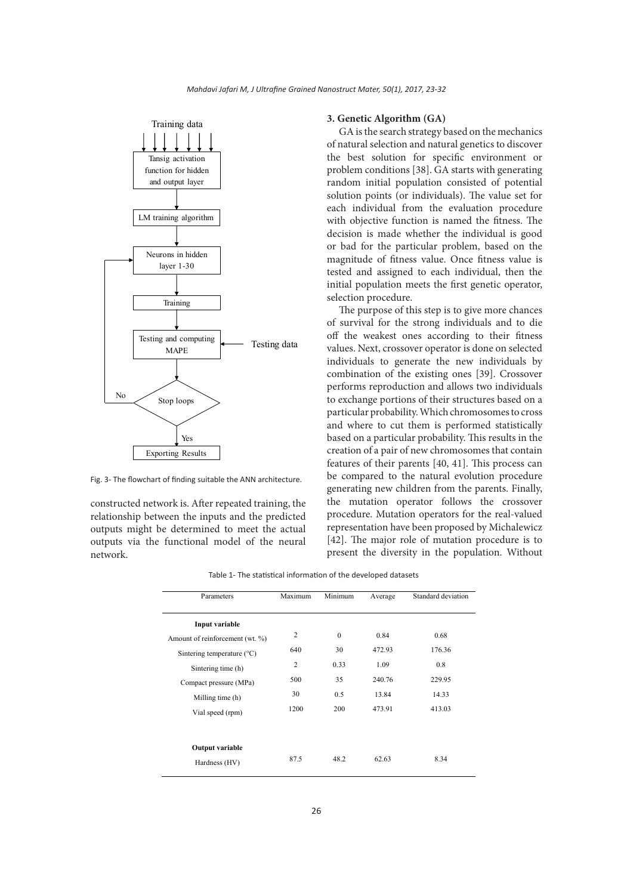Fig. 3- The flowchart of finding suitable the ANN architecture.

constructed network is. After repeated training, the relationship between the inputs and the predicted outputs might be determined to meet the actual outputs via the functional model of the neural network.

## 3. Genetic Algorithm (GA)

GA is the search strategy based on the mechanics of natural selection and natural genetics to discover the best solution for specific environment or problem conditions [38]. GA starts with generating random initial population consisted of potential solution points (or individuals). The value set for each individual from the evaluation procedure with objective function is named the fitness. The decision is made whether the individual is good or bad for the particular problem, based on the magnitude of fitness value. Once fitness value is tested and assigned to each individual, then the initial population meets the first genetic operator, selection procedure.

The purpose of this step is to give more chances of survival for the strong individuals and to die off the weakest ones according to their fitness values. Next, crossover operator is done on selected individuals to generate the new individuals by combination of the existing ones [39]. Crossover performs reproduction and allows two individuals to exchange portions of their structures based on a particular probability. Which chromosomes to cross and where to cut them is performed statistically based on a particular probability. This results in the creation of a pair of new chromosomes that contain features of their parents [40, 41]. This process can be compared to the natural evolution procedure generating new children from the parents. Finally, the mutation operator follows the crossover procedure. Mutation operators for the real-valued representation have been proposed by Michalewicz [42]. The major role of mutation procedure is to present the diversity in the population. Without

Table 1- The statistical information of the developed datasets

| Parameters | Maximum | Minimum | Average | Standard deviation |
|---|---|---|---|---|
| **Input variable** | | | | |
| Amount of reinforcement (wt. %) | 2 | 0 | 0.84 | 0.68 |
| Sintering temperature (°C) | 640 | 30 | 472.93 | 176.36 |
| Sintering time (h) | 2 | 0.33 | 1.09 | 0.8 |
| Compact pressure (MPa) | 500 | 35 | 240.76 | 229.95 |
| Milling time (h) | 30 | 0.5 | 13.84 | 14.33 |
| Vial speed (rpm) | 1200 | 200 | 473.91 | 413.03 |
| **Output variable** | | | | |
| Hardness (HV) | 87.5 | 48.2 | 62.63 | 8.34 |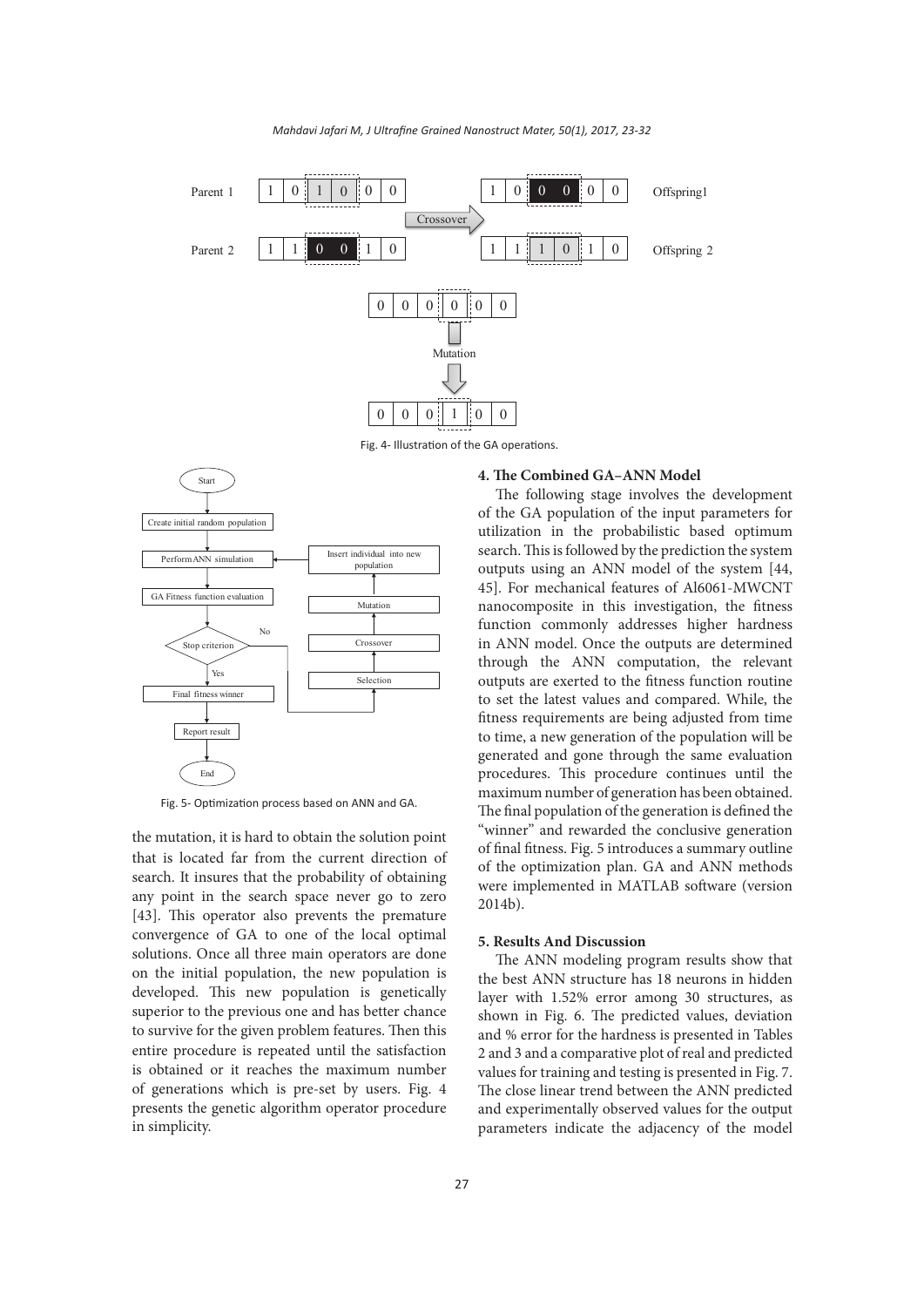Fig. 4- Illustration of the GA operations.

Fig. 5- Optimization process based on ANN and GA.

the mutation, it is hard to obtain the solution point that is located far from the current direction of search. It insures that the probability of obtaining any point in the search space never go to zero [43]. This operator also prevents the premature convergence of GA to one of the local optimal solutions. Once all three main operators are done on the initial population, the new population is developed. This new population is genetically superior to the previous one and has better chance to survive for the given problem features. Then this entire procedure is repeated until the satisfaction is obtained or it reaches the maximum number of generations which is pre-set by users. Fig. 4 presents the genetic algorithm operator procedure in simplicity.

### 4. The Combined GA–ANN Model

The following stage involves the development of the GA population of the input parameters for utilization in the probabilistic based optimum search. This is followed by the prediction the system outputs using an ANN model of the system [44, 45]. For mechanical features of Al6061-MWCNT nanocomposite in this investigation, the fitness function commonly addresses higher hardness in ANN model. Once the outputs are determined through the ANN computation, the relevant outputs are exerted to the fitness function routine to set the latest values and compared. While, the fitness requirements are being adjusted from time to time, a new generation of the population will be generated and gone through the same evaluation procedures. This procedure continues until the maximum number of generation has been obtained. The final population of the generation is defined the "winner" and rewarded the conclusive generation of final fitness. Fig. 5 introduces a summary outline of the optimization plan. GA and ANN methods were implemented in MATLAB software (version 2014b).

### 5. Results And Discussion

The ANN modeling program results show that the best ANN structure has 18 neurons in hidden layer with 1.52% error among 30 structures, as shown in Fig. 6. The predicted values, deviation and % error for the hardness is presented in Tables 2 and 3 and a comparative plot of real and predicted values for training and testing is presented in Fig. 7. The close linear trend between the ANN predicted and experimentally observed values for the output parameters indicate the adjacency of the model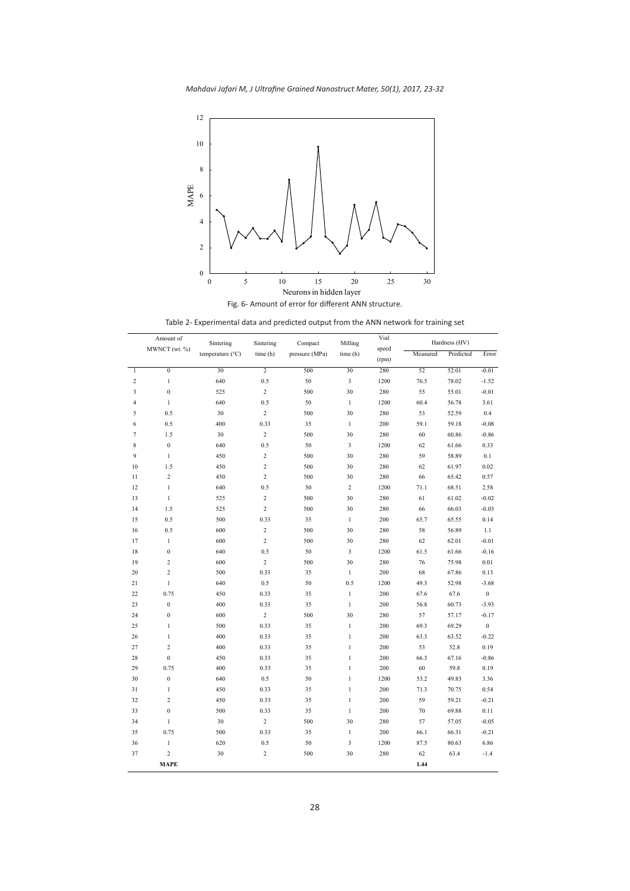Fig. 6- Amount of error for different ANN structure.

Table 2- Experimental data and predicted output from the ANN network for training set

| | Amount of MWNCT (wt. %) | Sintering temperature (°C) | Sintering time (h) | Compact pressure (MPa) | Milling time (h) | Vial speed (rpm) | Hardness (HV) | | |
|---|---|---|---|---|---|---|---|---|---|
| | | | | | | | Measured | Predicted | Error |
| 1 | 0 | 30 | 2 | 500 | 30 | 280 | 52 | 52.01 | -0.01 |
| 2 | 1 | 640 | 0.5 | 50 | 3 | 1200 | 76.5 | 78.02 | -1.52 |
| 3 | 0 | 525 | 2 | 500 | 30 | 280 | 55 | 55.01 | -0.01 |
| 4 | 1 | 640 | 0.5 | 50 | 1 | 1200 | 60.4 | 56.78 | 3.61 |
| 5 | 0.5 | 30 | 2 | 500 | 30 | 280 | 53 | 52.59 | 0.4 |
| 6 | 0.5 | 400 | 0.33 | 35 | 1 | 200 | 59.1 | 59.18 | -0.08 |
| 7 | 1.5 | 30 | 2 | 500 | 30 | 280 | 60 | 60.86 | -0.86 |
| 8 | 0 | 640 | 0.5 | 50 | 3 | 1200 | 62 | 61.66 | 0.33 |
| 9 | 1 | 450 | 2 | 500 | 30 | 280 | 59 | 58.89 | 0.1 |
| 10 | 1.5 | 450 | 2 | 500 | 30 | 280 | 62 | 61.97 | 0.02 |
| 11 | 2 | 450 | 2 | 500 | 30 | 280 | 66 | 65.42 | 0.57 |
| 12 | 1 | 640 | 0.5 | 50 | 2 | 1200 | 71.1 | 68.51 | 2.58 |
| 13 | 1 | 525 | 2 | 500 | 30 | 280 | 61 | 61.02 | -0.02 |
| 14 | 1.5 | 525 | 2 | 500 | 30 | 280 | 66 | 66.03 | -0.03 |
| 15 | 0.5 | 500 | 0.33 | 35 | 1 | 200 | 65.7 | 65.55 | 0.14 |
| 16 | 0.5 | 600 | 2 | 500 | 30 | 280 | 58 | 56.89 | 1.1 |
| 17 | 1 | 600 | 2 | 500 | 30 | 280 | 62 | 62.01 | -0.01 |
| 18 | 0 | 640 | 0.5 | 50 | 3 | 1200 | 61.5 | 61.66 | -0.16 |
| 19 | 2 | 600 | 2 | 500 | 30 | 280 | 76 | 75.98 | 0.01 |
| 20 | 2 | 500 | 0.33 | 35 | 1 | 200 | 68 | 67.86 | 0.13 |
| 21 | 1 | 640 | 0.5 | 50 | 0.5 | 1200 | 49.3 | 52.98 | -3.68 |
| 22 | 0.75 | 450 | 0.33 | 35 | 1 | 200 | 67.6 | 67.6 | 0 |
| 23 | 0 | 400 | 0.33 | 35 | 1 | 200 | 56.8 | 60.73 | -3.93 |
| 24 | 0 | 600 | 2 | 500 | 30 | 280 | 57 | 57.17 | -0.17 |
| 25 | 1 | 500 | 0.33 | 35 | 1 | 200 | 69.3 | 69.29 | 0 |
| 26 | 1 | 400 | 0.33 | 35 | 1 | 200 | 63.3 | 63.52 | -0.22 |
| 27 | 2 | 400 | 0.33 | 35 | 1 | 200 | 53 | 52.8 | 0.19 |
| 28 | 0 | 450 | 0.33 | 35 | 1 | 200 | 66.3 | 67.16 | -0.86 |
| 29 | 0.75 | 400 | 0.33 | 35 | 1 | 200 | 60 | 59.8 | 0.19 |
| 30 | 0 | 640 | 0.5 | 50 | 1 | 1200 | 53.2 | 49.83 | 3.36 |
| 31 | 1 | 450 | 0.33 | 35 | 1 | 200 | 71.3 | 70.75 | 0.54 |
| 32 | 2 | 450 | 0.33 | 35 | 1 | 200 | 59 | 59.21 | -0.21 |
| 33 | 0 | 500 | 0.33 | 35 | 1 | 200 | 70 | 69.88 | 0.11 |
| 34 | 1 | 30 | 2 | 500 | 30 | 280 | 57 | 57.05 | -0.05 |
| 35 | 0.75 | 500 | 0.33 | 35 | 1 | 200 | 66.1 | 66.31 | -0.21 |
| 36 | 1 | 620 | 0.5 | 50 | 3 | 1200 | 87.5 | 80.63 | 6.86 |
| 37 | 2 | 30 | 2 | 500 | 30 | 280 | 62 | 63.4 | -1.4 |
| | **MAPE** | | | | | | **1.44** | | |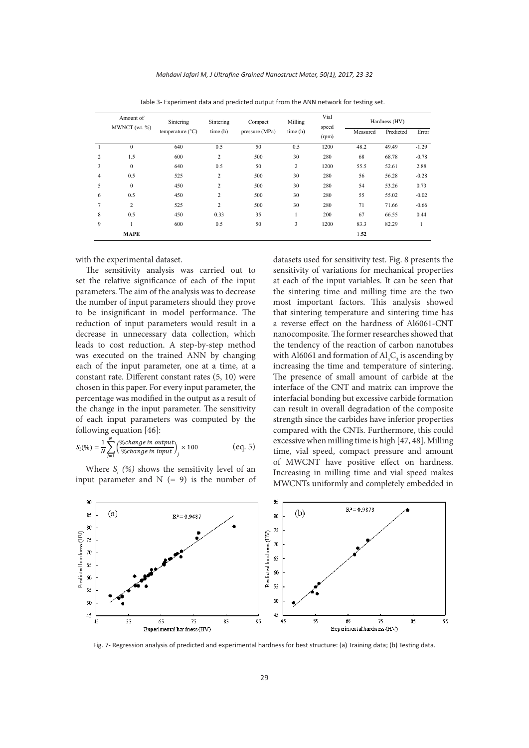Table 3- Experiment data and predicted output from the ANN network for testing set.

| | Amount of MWNCT (wt. %) | Sintering temperature (°C) | Sintering time (h) | Compact pressure (MPa) | Milling time (h) | Vial speed (rpm) | Hardness (HV) | | |
|---|---|---|---|---|---|---|---|---|---|
| | | | | | | | Measured | Predicted | Error |
| 1 | 0 | 640 | 0.5 | 50 | 0.5 | 1200 | 48.2 | 49.49 | -1.29 |
| 2 | 1.5 | 600 | 2 | 500 | 30 | 280 | 68 | 68.78 | -0.78 |
| 3 | 0 | 640 | 0.5 | 50 | 2 | 1200 | 55.5 | 52.61 | 2.88 |
| 4 | 0.5 | 525 | 2 | 500 | 30 | 280 | 56 | 56.28 | -0.28 |
| 5 | 0 | 450 | 2 | 500 | 30 | 280 | 54 | 53.26 | 0.73 |
| 6 | 0.5 | 450 | 2 | 500 | 30 | 280 | 55 | 55.02 | -0.02 |
| 7 | 2 | 525 | 2 | 500 | 30 | 280 | 71 | 71.66 | -0.66 |
| 8 | 0.5 | 450 | 0.33 | 35 | 1 | 200 | 67 | 66.55 | 0.44 |
| 9 | 1 | 600 | 0.5 | 50 | 3 | 1200 | 83.3 | 82.29 | 1 |
| | **MAPE** | | | | | | 1.**52** | | |

with the experimental dataset.

The sensitivity analysis was carried out to set the relative significance of each of the input parameters. The aim of the analysis was to decrease the number of input parameters should they prove to be insignificant in model performance. The reduction of input parameters would result in a decrease in unnecessary data collection, which leads to cost reduction. A step-by-step method was executed on the trained ANN by changing each of the input parameter, one at a time, at a constant rate. Different constant rates (5, 10) were chosen in this paper. For every input parameter, the percentage was modified in the output as a result of the change in the input parameter. The sensitivity of each input parameters was computed by the following equation [46]:

$$S_i(\%) = \frac{1}{N}\sum_{j=1}^{N}\left(\frac{\%change\ in\ output}{\%change\ in\ input}\right)_j \times 100 \qquad \text{(eq. 5)}$$

Where $S_i$ *(%)* shows the sensitivity level of an input parameter and N (= 9) is the number of datasets used for sensitivity test. Fig. 8 presents the sensitivity of variations for mechanical properties at each of the input variables. It can be seen that the sintering time and milling time are the two most important factors. This analysis showed that sintering temperature and sintering time has a reverse effect on the hardness of Al6061-CNT nanocomposite. The former researches showed that the tendency of the reaction of carbon nanotubes with Al6061 and formation of $Al_4C_3$ is ascending by increasing the time and temperature of sintering. The presence of small amount of carbide at the interface of the CNT and matrix can improve the interfacial bonding but excessive carbide formation can result in overall degradation of the composite strength since the carbides have inferior properties compared with the CNTs. Furthermore, this could excessive when milling time is high [47, 48]. Milling time, vial speed, compact pressure and amount of MWCNT have positive effect on hardness. Increasing in milling time and vial speed makes MWCNTs uniformly and completely embedded in

Fig. 7- Regression analysis of predicted and experimental hardness for best structure: (a) Training data; (b) Testing data.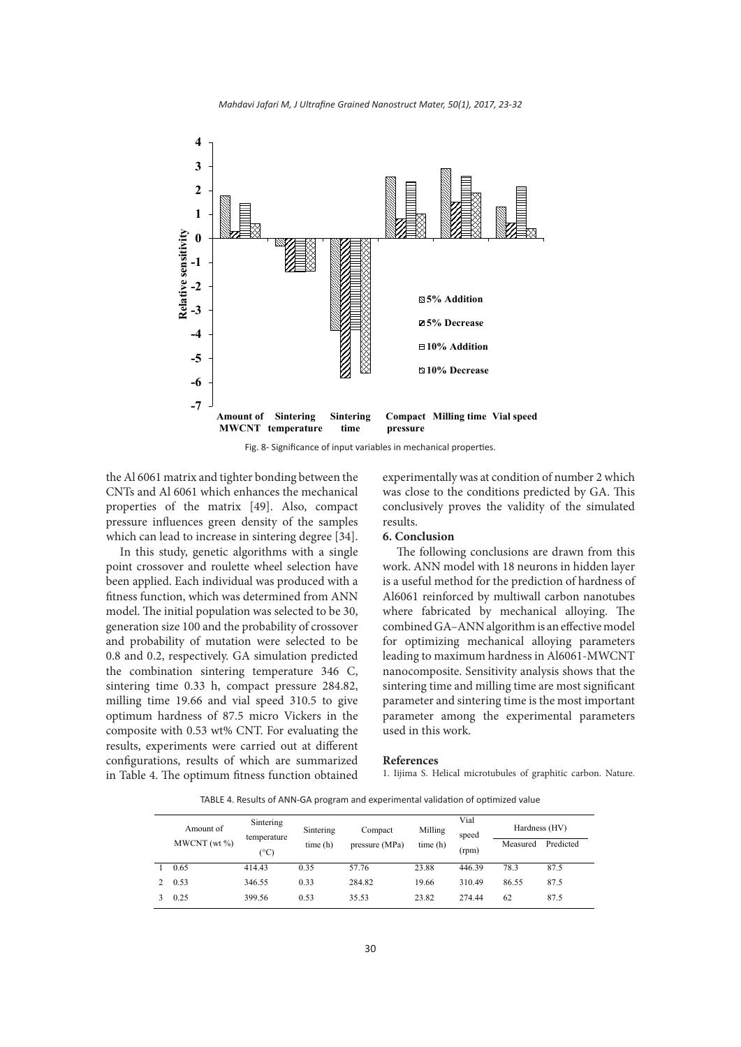Fig. 8- Significance of input variables in mechanical properties.

the Al 6061 matrix and tighter bonding between the CNTs and Al 6061 which enhances the mechanical properties of the matrix [49]. Also, compact pressure influences green density of the samples which can lead to increase in sintering degree [34].

In this study, genetic algorithms with a single point crossover and roulette wheel selection have been applied. Each individual was produced with a fitness function, which was determined from ANN model. The initial population was selected to be 30, generation size 100 and the probability of crossover and probability of mutation were selected to be 0.8 and 0.2, respectively. GA simulation predicted the combination sintering temperature 346 C, sintering time 0.33 h, compact pressure 284.82, milling time 19.66 and vial speed 310.5 to give optimum hardness of 87.5 micro Vickers in the composite with 0.53 wt% CNT. For evaluating the results, experiments were carried out at different configurations, results of which are summarized in Table 4. The optimum fitness function obtained experimentally was at condition of number 2 which was close to the conditions predicted by GA. This conclusively proves the validity of the simulated results.

## 6. Conclusion

The following conclusions are drawn from this work. ANN model with 18 neurons in hidden layer is a useful method for the prediction of hardness of Al6061 reinforced by multiwall carbon nanotubes where fabricated by mechanical alloying. The combined GA–ANN algorithm is an effective model for optimizing mechanical alloying parameters leading to maximum hardness in Al6061-MWCNT nanocomposite. Sensitivity analysis shows that the sintering time and milling time are most significant parameter and sintering time is the most important parameter among the experimental parameters used in this work.

## References

1. Iijima S. Helical microtubules of graphitic carbon. Nature.

TABLE 4. Results of ANN-GA program and experimental validation of optimized value

| | Amount of MWCNT (wt %) | Sintering temperature (°C) | Sintering time (h) | Compact pressure (MPa) | Milling time (h) | Vial speed (rpm) | Hardness (HV) | |
|---|---|---|---|---|---|---|---|---|
| | | | | | | | Measured | Predicted |
| 1 | 0.65 | 414.43 | 0.35 | 57.76 | 23.88 | 446.39 | 78.3 | 87.5 |
| 2 | 0.53 | 346.55 | 0.33 | 284.82 | 19.66 | 310.49 | 86.55 | 87.5 |
| 3 | 0.25 | 399.56 | 0.53 | 35.53 | 23.82 | 274.44 | 62 | 87.5 |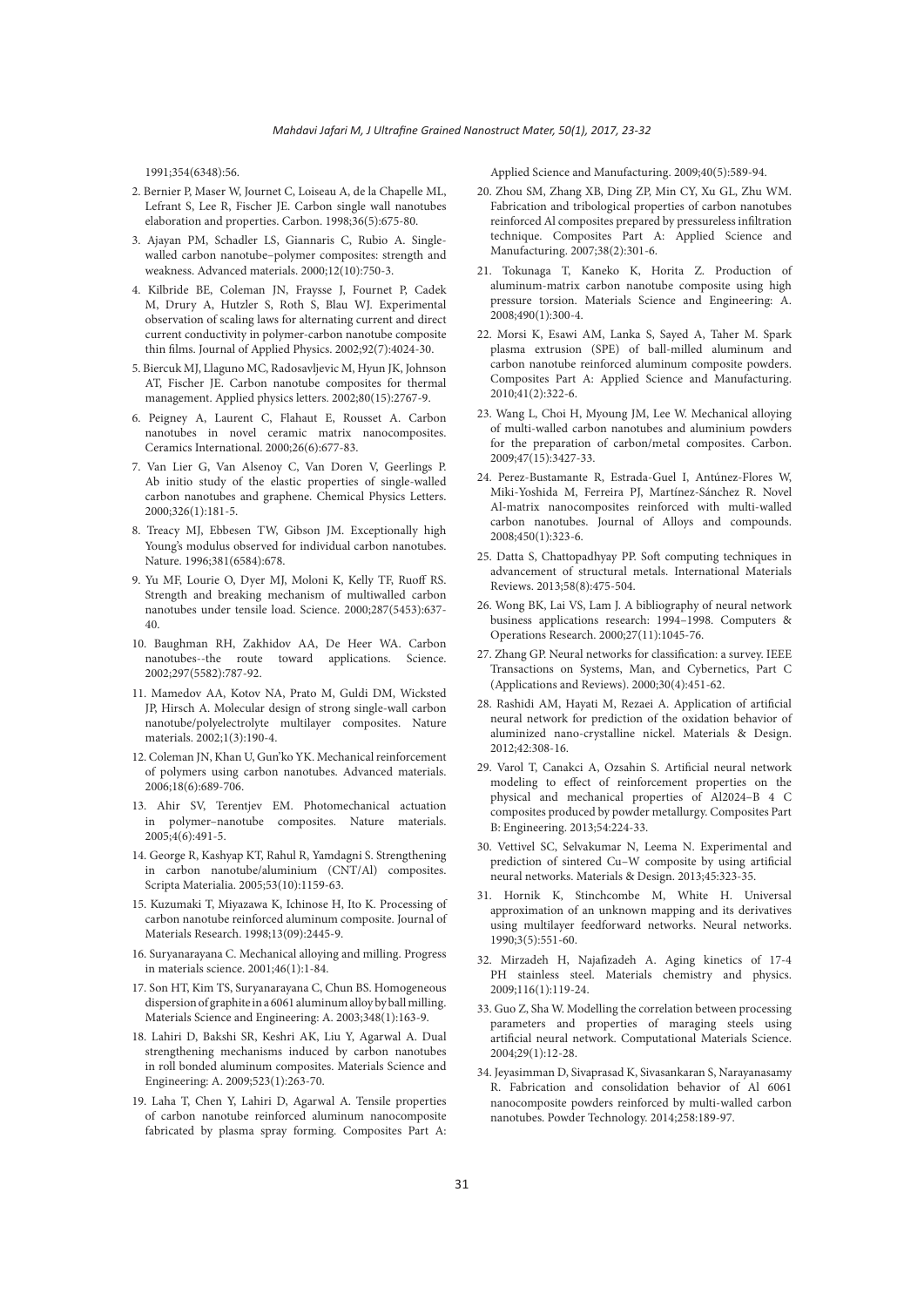1991;354(6348):56.

2. Bernier P, Maser W, Journet C, Loiseau A, de la Chapelle ML, Lefrant S, Lee R, Fischer JE. Carbon single wall nanotubes elaboration and properties. Carbon. 1998;36(5):675-80.

3. Ajayan PM, Schadler LS, Giannaris C, Rubio A. Single-walled carbon nanotube–polymer composites: strength and weakness. Advanced materials. 2000;12(10):750-3.

4. Kilbride BE, Coleman JN, Fraysse J, Fournet P, Cadek M, Drury A, Hutzler S, Roth S, Blau WJ. Experimental observation of scaling laws for alternating current and direct current conductivity in polymer-carbon nanotube composite thin films. Journal of Applied Physics. 2002;92(7):4024-30.

5. Biercuk MJ, Llaguno MC, Radosavljevic M, Hyun JK, Johnson AT, Fischer JE. Carbon nanotube composites for thermal management. Applied physics letters. 2002;80(15):2767-9.

6. Peigney A, Laurent C, Flahaut E, Rousset A. Carbon nanotubes in novel ceramic matrix nanocomposites. Ceramics International. 2000;26(6):677-83.

7. Van Lier G, Van Alsenoy C, Van Doren V, Geerlings P. Ab initio study of the elastic properties of single-walled carbon nanotubes and graphene. Chemical Physics Letters. 2000;326(1):181-5.

8. Treacy MJ, Ebbesen TW, Gibson JM. Exceptionally high Young's modulus observed for individual carbon nanotubes. Nature. 1996;381(6584):678.

9. Yu MF, Lourie O, Dyer MJ, Moloni K, Kelly TF, Ruoff RS. Strength and breaking mechanism of multiwalled carbon nanotubes under tensile load. Science. 2000;287(5453):637-40.

10. Baughman RH, Zakhidov AA, De Heer WA. Carbon nanotubes--the route toward applications. Science. 2002;297(5582):787-92.

11. Mamedov AA, Kotov NA, Prato M, Guldi DM, Wicksted JP, Hirsch A. Molecular design of strong single-wall carbon nanotube/polyelectrolyte multilayer composites. Nature materials. 2002;1(3):190-4.

12. Coleman JN, Khan U, Gun'ko YK. Mechanical reinforcement of polymers using carbon nanotubes. Advanced materials. 2006;18(6):689-706.

13. Ahir SV, Terentjev EM. Photomechanical actuation in polymer–nanotube composites. Nature materials. 2005;4(6):491-5.

14. George R, Kashyap KT, Rahul R, Yamdagni S. Strengthening in carbon nanotube/aluminium (CNT/Al) composites. Scripta Materialia. 2005;53(10):1159-63.

15. Kuzumaki T, Miyazawa K, Ichinose H, Ito K. Processing of carbon nanotube reinforced aluminum composite. Journal of Materials Research. 1998;13(09):2445-9.

16. Suryanarayana C. Mechanical alloying and milling. Progress in materials science. 2001;46(1):1-84.

17. Son HT, Kim TS, Suryanarayana C, Chun BS. Homogeneous dispersion of graphite in a 6061 aluminum alloy by ball milling. Materials Science and Engineering: A. 2003;348(1):163-9.

18. Lahiri D, Bakshi SR, Keshri AK, Liu Y, Agarwal A. Dual strengthening mechanisms induced by carbon nanotubes in roll bonded aluminum composites. Materials Science and Engineering: A. 2009;523(1):263-70.

19. Laha T, Chen Y, Lahiri D, Agarwal A. Tensile properties of carbon nanotube reinforced aluminum nanocomposite fabricated by plasma spray forming. Composites Part A: Applied Science and Manufacturing. 2009;40(5):589-94.

20. Zhou SM, Zhang XB, Ding ZP, Min CY, Xu GL, Zhu WM. Fabrication and tribological properties of carbon nanotubes reinforced Al composites prepared by pressureless infiltration technique. Composites Part A: Applied Science and Manufacturing. 2007;38(2):301-6.

21. Tokunaga T, Kaneko K, Horita Z. Production of aluminum-matrix carbon nanotube composite using high pressure torsion. Materials Science and Engineering: A. 2008;490(1):300-4.

22. Morsi K, Esawi AM, Lanka S, Sayed A, Taher M. Spark plasma extrusion (SPE) of ball-milled aluminum and carbon nanotube reinforced aluminum composite powders. Composites Part A: Applied Science and Manufacturing. 2010;41(2):322-6.

23. Wang L, Choi H, Myoung JM, Lee W. Mechanical alloying of multi-walled carbon nanotubes and aluminium powders for the preparation of carbon/metal composites. Carbon. 2009;47(15):3427-33.

24. Perez-Bustamante R, Estrada-Guel I, Antúnez-Flores W, Miki-Yoshida M, Ferreira PJ, Martínez-Sánchez R. Novel Al-matrix nanocomposites reinforced with multi-walled carbon nanotubes. Journal of Alloys and compounds. 2008;450(1):323-6.

25. Datta S, Chattopadhyay PP. Soft computing techniques in advancement of structural metals. International Materials Reviews. 2013;58(8):475-504.

26. Wong BK, Lai VS, Lam J. A bibliography of neural network business applications research: 1994–1998. Computers & Operations Research. 2000;27(11):1045-76.

27. Zhang GP. Neural networks for classification: a survey. IEEE Transactions on Systems, Man, and Cybernetics, Part C (Applications and Reviews). 2000;30(4):451-62.

28. Rashidi AM, Hayati M, Rezaei A. Application of artificial neural network for prediction of the oxidation behavior of aluminized nano-crystalline nickel. Materials & Design. 2012;42:308-16.

29. Varol T, Canakci A, Ozsahin S. Artificial neural network modeling to effect of reinforcement properties on the physical and mechanical properties of Al2024–B 4 C composites produced by powder metallurgy. Composites Part B: Engineering. 2013;54:224-33.

30. Vettivel SC, Selvakumar N, Leema N. Experimental and prediction of sintered Cu–W composite by using artificial neural networks. Materials & Design. 2013;45:323-35.

31. Hornik K, Stinchcombe M, White H. Universal approximation of an unknown mapping and its derivatives using multilayer feedforward networks. Neural networks. 1990;3(5):551-60.

32. Mirzadeh H, Najafizadeh A. Aging kinetics of 17-4 PH stainless steel. Materials chemistry and physics. 2009;116(1):119-24.

33. Guo Z, Sha W. Modelling the correlation between processing parameters and properties of maraging steels using artificial neural network. Computational Materials Science. 2004;29(1):12-28.

34. Jeyasimman D, Sivaprasad K, Sivasankaran S, Narayanasamy R. Fabrication and consolidation behavior of Al 6061 nanocomposite powders reinforced by multi-walled carbon nanotubes. Powder Technology. 2014;258:189-97.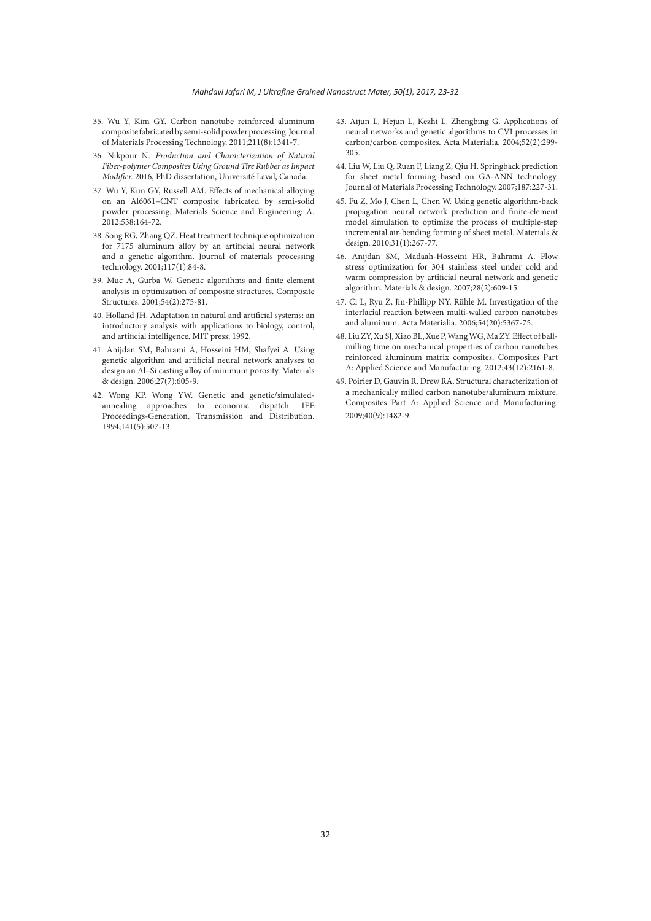35. Wu Y, Kim GY. Carbon nanotube reinforced aluminum composite fabricated by semi-solid powder processing. Journal of Materials Processing Technology. 2011;211(8):1341-7.

36. Nikpour N. *Production and Characterization of Natural Fiber-polymer Composites Using Ground Tire Rubber as Impact Modifier.* 2016, PhD dissertation, Université Laval, Canada.

37. Wu Y, Kim GY, Russell AM. Effects of mechanical alloying on an Al6061–CNT composite fabricated by semi-solid powder processing. Materials Science and Engineering: A. 2012;538:164-72.

38. Song RG, Zhang QZ. Heat treatment technique optimization for 7175 aluminum alloy by an artificial neural network and a genetic algorithm. Journal of materials processing technology. 2001;117(1):84-8.

39. Muc A, Gurba W. Genetic algorithms and finite element analysis in optimization of composite structures. Composite Structures. 2001;54(2):275-81.

40. Holland JH. Adaptation in natural and artificial systems: an introductory analysis with applications to biology, control, and artificial intelligence. MIT press; 1992.

41. Anijdan SM, Bahrami A, Hosseini HM, Shafyei A. Using genetic algorithm and artificial neural network analyses to design an Al–Si casting alloy of minimum porosity. Materials & design. 2006;27(7):605-9.

42. Wong KP, Wong YW. Genetic and genetic/simulated-annealing approaches to economic dispatch. IEE Proceedings-Generation, Transmission and Distribution. 1994;141(5):507-13.

43. Aijun L, Hejun L, Kezhi L, Zhengbing G. Applications of neural networks and genetic algorithms to CVI processes in carbon/carbon composites. Acta Materialia. 2004;52(2):299-305.

44. Liu W, Liu Q, Ruan F, Liang Z, Qiu H. Springback prediction for sheet metal forming based on GA-ANN technology. Journal of Materials Processing Technology. 2007;187:227-31.

45. Fu Z, Mo J, Chen L, Chen W. Using genetic algorithm-back propagation neural network prediction and finite-element model simulation to optimize the process of multiple-step incremental air-bending forming of sheet metal. Materials & design. 2010;31(1):267-77.

46. Anijdan SM, Madaah-Hosseini HR, Bahrami A. Flow stress optimization for 304 stainless steel under cold and warm compression by artificial neural network and genetic algorithm. Materials & design. 2007;28(2):609-15.

47. Ci L, Ryu Z, Jin-Phillipp NY, Rühle M. Investigation of the interfacial reaction between multi-walled carbon nanotubes and aluminum. Acta Materialia. 2006;54(20):5367-75.

48. Liu ZY, Xu SJ, Xiao BL, Xue P, Wang WG, Ma ZY. Effect of ball-milling time on mechanical properties of carbon nanotubes reinforced aluminum matrix composites. Composites Part A: Applied Science and Manufacturing. 2012;43(12):2161-8.

49. Poirier D, Gauvin R, Drew RA. Structural characterization of a mechanically milled carbon nanotube/aluminum mixture. Composites Part A: Applied Science and Manufacturing. 2009;40(9):1482-9.